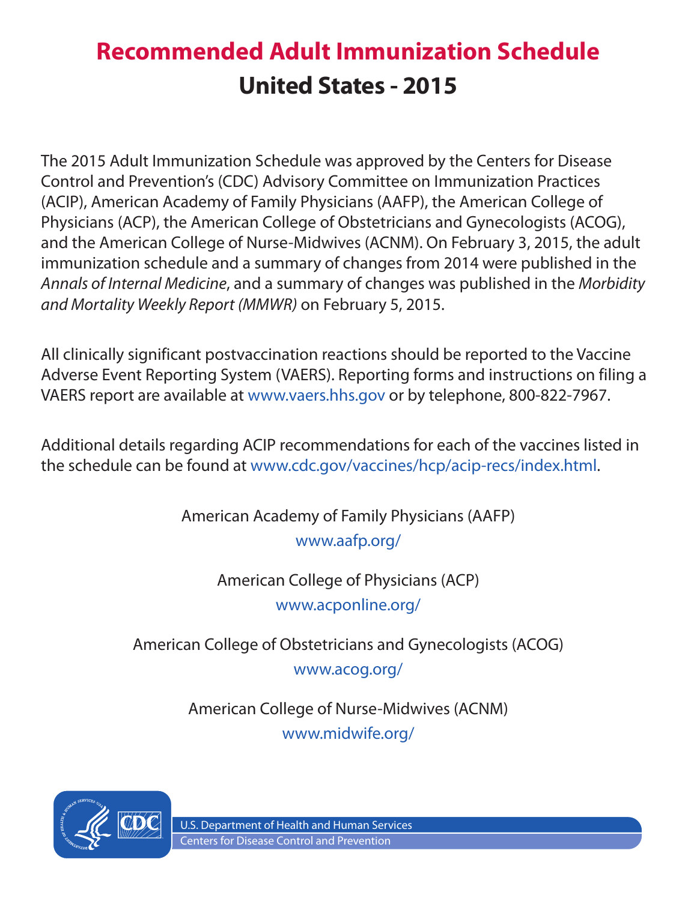# Recommended Adult Immunization Schedule
## United States - 2015

The 2015 Adult Immunization Schedule was approved by the Centers for Disease Control and Prevention's (CDC) Advisory Committee on Immunization Practices (ACIP), American Academy of Family Physicians (AAFP), the American College of Physicians (ACP), the American College of Obstetricians and Gynecologists (ACOG), and the American College of Nurse-Midwives (ACNM). On February 3, 2015, the adult immunization schedule and a summary of changes from 2014 were published in the *Annals of Internal Medicine*, and a summary of changes was published in the *Morbidity and Mortality Weekly Report (MMWR)* on February 5, 2015.

All clinically significant postvaccination reactions should be reported to the Vaccine Adverse Event Reporting System (VAERS). Reporting forms and instructions on filing a VAERS report are available at www.vaers.hhs.gov or by telephone, 800-822-7967.

Additional details regarding ACIP recommendations for each of the vaccines listed in the schedule can be found at www.cdc.gov/vaccines/hcp/acip-recs/index.html.

American Academy of Family Physicians (AAFP)
www.aafp.org/

American College of Physicians (ACP)
www.acponline.org/

American College of Obstetricians and Gynecologists (ACOG)
www.acog.org/

American College of Nurse-Midwives (ACNM)
www.midwife.org/

U.S. Department of Health and Human Services
Centers for Disease Control and Prevention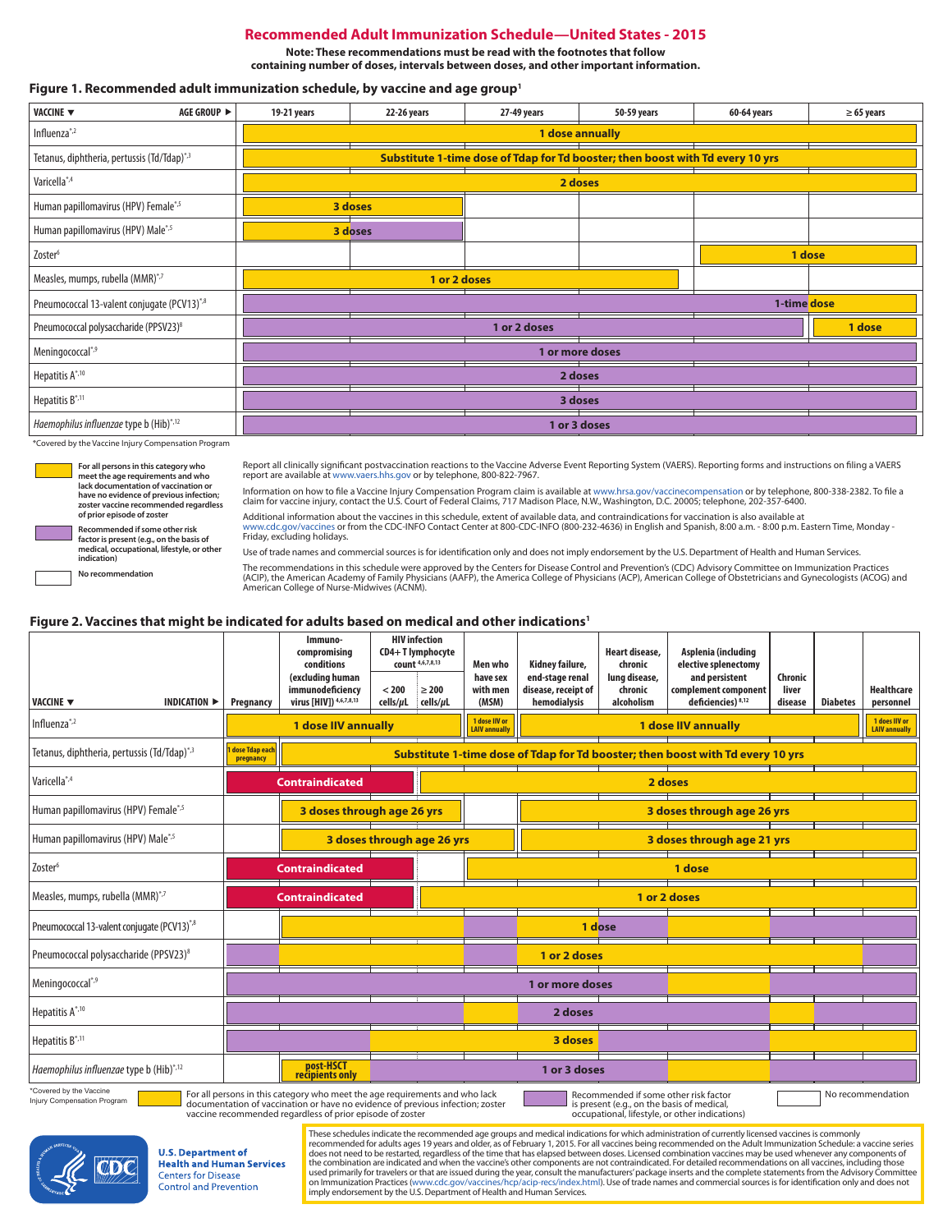# Recommended Adult Immunization Schedule—United States - 2015

**Note: These recommendations must be read with the footnotes that follow containing number of doses, intervals between doses, and other important information.**

## Figure 1. Recommended adult immunization schedule, by vaccine and age group[1]

| VACCINE ▼ AGE GROUP ► | 19-21 years | 22-26 years | 27-49 years | 50-59 years | 60-64 years | ≥ 65 years |
|---|---|---|---|---|---|---|
| Influenza*[,2] | 1 dose annually | | | | | |
| Tetanus, diphtheria, pertussis (Td/Tdap)*[,3] | Substitute 1-time dose of Tdap for Td booster; then boost with Td every 10 yrs | | | | | |
| Varicella*[,4] | 2 doses | | | | | |
| Human papillomavirus (HPV) Female*[,5] | 3 doses | | | | | |
| Human papillomavirus (HPV) Male*[,5] | 3 doses | | | | | |
| Zoster[6] | | | | | 1 dose | |
| Measles, mumps, rubella (MMR)*[,7] | 1 or 2 doses | | | | | |
| Pneumococcal 13-valent conjugate (PCV13)*[,8] | 1-time dose | | | | | |
| Pneumococcal polysaccharide (PPSV23)[8] | 1 or 2 doses | | | | | 1 dose |
| Meningococcal*[,9] | 1 or more doses | | | | | |
| Hepatitis A*[,10] | 2 doses | | | | | |
| Hepatitis B*[,11] | 3 doses | | | | | |
| *Haemophilus influenzae* type b (Hib)*[,12] | 1 or 3 doses | | | | | |

*Covered by the Vaccine Injury Compensation Program

- Yellow: For all persons in this category who meet the age requirements and who lack documentation of vaccination or have no evidence of previous infection; zoster vaccine recommended regardless of prior episode of zoster
- Purple: Recommended if some other risk factor is present (e.g., on the basis of medical, occupational, lifestyle, or other indication)
- White: No recommendation

Report all clinically significant postvaccination reactions to the Vaccine Adverse Event Reporting System (VAERS). Reporting forms and instructions on filing a VAERS report are available at www.vaers.hhs.gov or by telephone, 800-822-7967.

Information on how to file a Vaccine Injury Compensation Program claim is available at www.hrsa.gov/vaccinecompensation or by telephone, 800-338-2382. To file a claim for vaccine injury, contact the U.S. Court of Federal Claims, 717 Madison Place, N.W., Washington, D.C. 20005; telephone, 202-357-6400.

Additional information about the vaccines in this schedule, extent of available data, and contraindications for vaccination is also available at www.cdc.gov/vaccines or from the CDC-INFO Contact Center at 800-CDC-INFO (800-232-4636) in English and Spanish, 8:00 a.m. - 8:00 p.m. Eastern Time, Monday - Friday, excluding holidays.

Use of trade names and commercial sources is for identification only and does not imply endorsement by the U.S. Department of Health and Human Services.

The recommendations in this schedule were approved by the Centers for Disease Control and Prevention's (CDC) Advisory Committee on Immunization Practices (ACIP), the American Academy of Family Physicians (AAFP), the America College of Physicians (ACP), American College of Obstetricians and Gynecologists (ACOG) and American College of Nurse-Midwives (ACNM).

## Figure 2. Vaccines that might be indicated for adults based on medical and other indications[1]

| VACCINE ▼ INDICATION ► | Pregnancy | Immuno-compromising conditions (excluding human immunodeficiency virus [HIV]) [4,6,7,8,13] | HIV infection CD4+ T lymphocyte count [4,6,7,8,13] < 200 cells/μL | HIV infection CD4+ T lymphocyte count ≥ 200 cells/μL | Men who have sex with men (MSM) | Kidney failure, end-stage renal disease, receipt of hemodialysis | Heart disease, chronic lung disease, chronic alcoholism | Asplenia (including elective splenectomy and persistent complement component deficiencies) [8,12] | Chronic liver disease | Diabetes | Healthcare personnel |
|---|---|---|---|---|---|---|---|---|---|---|---|
| Influenza*[,2] | 1 dose IIV annually | | | | 1 dose IIV or LAIV annually | 1 dose IIV annually | | | | | 1 does IIV or LAIV annually |
| Tetanus, diphtheria, pertussis (Td/Tdap)*[,3] | 1 dose Tdap each pregnancy | Substitute 1-time dose of Tdap for Td booster; then boost with Td every 10 yrs | | | | | | | | | |
| Varicella*[,4] | Contraindicated | | | 2 doses | | | | | | | |
| Human papillomavirus (HPV) Female*[,5] | | 3 doses through age 26 yrs | | | | 3 doses through age 26 yrs | | | | | |
| Human papillomavirus (HPV) Male*[,5] | | 3 doses through age 26 yrs | | | | 3 doses through age 21 yrs | | | | | |
| Zoster[6] | Contraindicated | | | | 1 dose | | | | | | |
| Measles, mumps, rubella (MMR)*[,7] | Contraindicated | | | 1 or 2 doses | | | | | | | |
| Pneumococcal 13-valent conjugate (PCV13)*[,8] | | 1 dose | | | | | | | | | |
| Pneumococcal polysaccharide (PPSV23)[8] | 1 or 2 doses | | | | | | | | | | |
| Meningococcal*[,9] | 1 or more doses | | | | | | | | | | |
| Hepatitis A*[,10] | 2 doses | | | | | | | | | | |
| Hepatitis B*[,11] | 3 doses | | | | | | | | | | |
| *Haemophilus influenzae* type b (Hib)*[,12] | | post-HSCT recipients only | 1 or 3 doses | | | | | | | | |

*Covered by the Vaccine Injury Compensation Program

- Yellow: For all persons in this category who meet the age requirements and who lack documentation of vaccination or have no evidence of previous infection; zoster vaccine recommended regardless of prior episode of zoster
- Purple: Recommended if some other risk factor is present (e.g., on the basis of medical, occupational, lifestyle, or other indications)
- White: No recommendation

U.S. Department of Health and Human Services
Centers for Disease Control and Prevention

These schedules indicate the recommended age groups and medical indications for which administration of currently licensed vaccines is commonly recommended for adults ages 19 years and older, as of February 1, 2015. For all vaccines being recommended on the Adult Immunization Schedule: a vaccine series does not need to be restarted, regardless of the time that has elapsed between doses. Licensed combination vaccines may be used whenever any components of the combination are indicated and when the vaccine's other components are not contraindicated. For detailed recommendations on all vaccines, including those used primarily for travelers or that are issued during the year, consult the manufacturers' package inserts and the complete statements from the Advisory Committee on Immunization Practices (www.cdc.gov/vaccines/hcp/acip-recs/index.html). Use of trade names and commercial sources is for identification only and does not imply endorsement by the U.S. Department of Health and Human Services.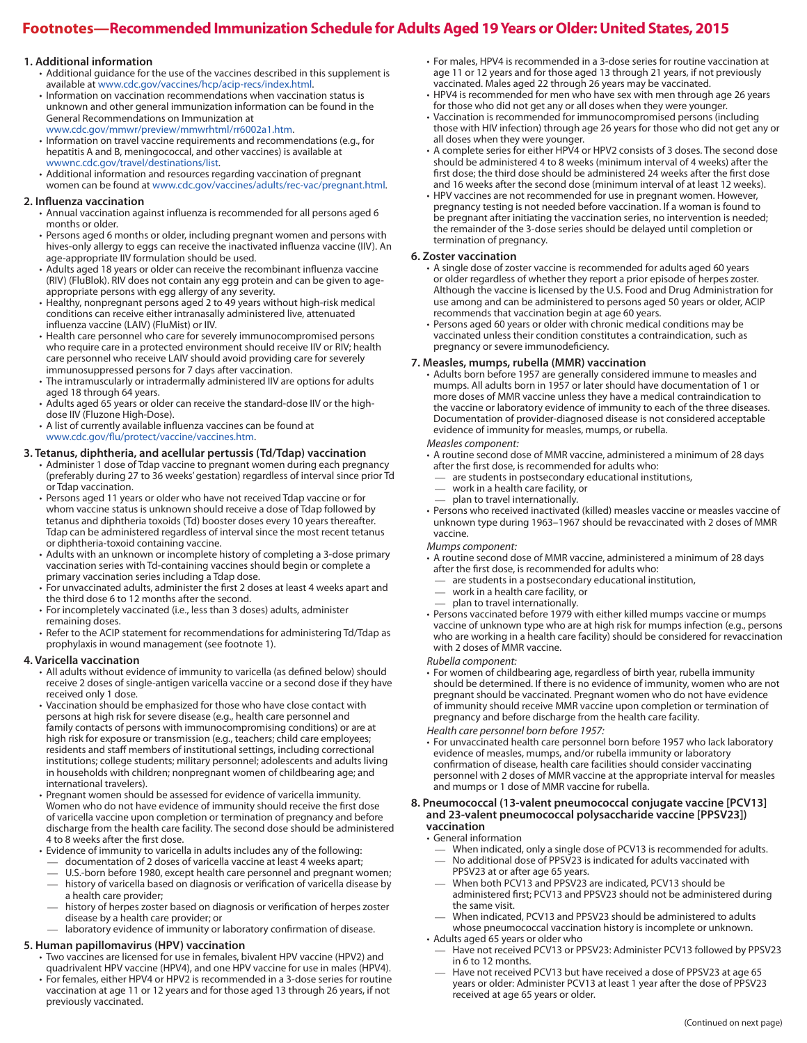# Footnotes—Recommended Immunization Schedule for Adults Aged 19 Years or Older: United States, 2015

## 1. Additional information

- Additional guidance for the use of the vaccines described in this supplement is available at www.cdc.gov/vaccines/hcp/acip-recs/index.html.
- Information on vaccination recommendations when vaccination status is unknown and other general immunization information can be found in the General Recommendations on Immunization at www.cdc.gov/mmwr/preview/mmwrhtml/rr6002a1.htm.
- Information on travel vaccine requirements and recommendations (e.g., for hepatitis A and B, meningococcal, and other vaccines) is available at wwwnc.cdc.gov/travel/destinations/list.
- Additional information and resources regarding vaccination of pregnant women can be found at www.cdc.gov/vaccines/adults/rec-vac/pregnant.html.

## 2. Influenza vaccination

- Annual vaccination against influenza is recommended for all persons aged 6 months or older.
- Persons aged 6 months or older, including pregnant women and persons with hives-only allergy to eggs can receive the inactivated influenza vaccine (IIV). An age-appropriate IIV formulation should be used.
- Adults aged 18 years or older can receive the recombinant influenza vaccine (RIV) (FluBlok). RIV does not contain any egg protein and can be given to age-appropriate persons with egg allergy of any severity.
- Healthy, nonpregnant persons aged 2 to 49 years without high-risk medical conditions can receive either intranasally administered live, attenuated influenza vaccine (LAIV) (FluMist) or IIV.
- Health care personnel who care for severely immunocompromised persons who require care in a protected environment should receive IIV or RIV; health care personnel who receive LAIV should avoid providing care for severely immunosuppressed persons for 7 days after vaccination.
- The intramuscularly or intradermally administered IIV are options for adults aged 18 through 64 years.
- Adults aged 65 years or older can receive the standard-dose IIV or the high-dose IIV (Fluzone High-Dose).
- A list of currently available influenza vaccines can be found at www.cdc.gov/flu/protect/vaccine/vaccines.htm.

## 3. Tetanus, diphtheria, and acellular pertussis (Td/Tdap) vaccination

- Administer 1 dose of Tdap vaccine to pregnant women during each pregnancy (preferably during 27 to 36 weeks' gestation) regardless of interval since prior Td or Tdap vaccination.
- Persons aged 11 years or older who have not received Tdap vaccine or for whom vaccine status is unknown should receive a dose of Tdap followed by tetanus and diphtheria toxoids (Td) booster doses every 10 years thereafter. Tdap can be administered regardless of interval since the most recent tetanus or diphtheria-toxoid containing vaccine.
- Adults with an unknown or incomplete history of completing a 3-dose primary vaccination series with Td-containing vaccines should begin or complete a primary vaccination series including a Tdap dose.
- For unvaccinated adults, administer the first 2 doses at least 4 weeks apart and the third dose 6 to 12 months after the second.
- For incompletely vaccinated (i.e., less than 3 doses) adults, administer remaining doses.
- Refer to the ACIP statement for recommendations for administering Td/Tdap as prophylaxis in wound management (see footnote 1).

## 4. Varicella vaccination

- All adults without evidence of immunity to varicella (as defined below) should receive 2 doses of single-antigen varicella vaccine or a second dose if they have received only 1 dose.
- Vaccination should be emphasized for those who have close contact with persons at high risk for severe disease (e.g., health care personnel and family contacts of persons with immunocompromising conditions) or are at high risk for exposure or transmission (e.g., teachers; child care employees; residents and staff members of institutional settings, including correctional institutions; college students; military personnel; adolescents and adults living in households with children; nonpregnant women of childbearing age; and international travelers).
- Pregnant women should be assessed for evidence of varicella immunity. Women who do not have evidence of immunity should receive the first dose of varicella vaccine upon completion or termination of pregnancy and before discharge from the health care facility. The second dose should be administered 4 to 8 weeks after the first dose.
- Evidence of immunity to varicella in adults includes any of the following:
  - documentation of 2 doses of varicella vaccine at least 4 weeks apart;
  - U.S.-born before 1980, except health care personnel and pregnant women;
  - history of varicella based on diagnosis or verification of varicella disease by a health care provider;
  - history of herpes zoster based on diagnosis or verification of herpes zoster disease by a health care provider; or
  - laboratory evidence of immunity or laboratory confirmation of disease.

## 5. Human papillomavirus (HPV) vaccination

- Two vaccines are licensed for use in females, bivalent HPV vaccine (HPV2) and quadrivalent HPV vaccine (HPV4), and one HPV vaccine for use in males (HPV4).
- For females, either HPV4 or HPV2 is recommended in a 3-dose series for routine vaccination at age 11 or 12 years and for those aged 13 through 26 years, if not previously vaccinated.
- For males, HPV4 is recommended in a 3-dose series for routine vaccination at age 11 or 12 years and for those aged 13 through 21 years, if not previously vaccinated. Males aged 22 through 26 years may be vaccinated.
- HPV4 is recommended for men who have sex with men through age 26 years for those who did not get any or all doses when they were younger.
- Vaccination is recommended for immunocompromised persons (including those with HIV infection) through age 26 years for those who did not get any or all doses when they were younger.
- A complete series for either HPV4 or HPV2 consists of 3 doses. The second dose should be administered 4 to 8 weeks (minimum interval of 4 weeks) after the first dose; the third dose should be administered 24 weeks after the first dose and 16 weeks after the second dose (minimum interval of at least 12 weeks).
- HPV vaccines are not recommended for use in pregnant women. However, pregnancy testing is not needed before vaccination. If a woman is found to be pregnant after initiating the vaccination series, no intervention is needed; the remainder of the 3-dose series should be delayed until completion or termination of pregnancy.

## 6. Zoster vaccination

- A single dose of zoster vaccine is recommended for adults aged 60 years or older regardless of whether they report a prior episode of herpes zoster. Although the vaccine is licensed by the U.S. Food and Drug Administration for use among and can be administered to persons aged 50 years or older, ACIP recommends that vaccination begin at age 60 years.
- Persons aged 60 years or older with chronic medical conditions may be vaccinated unless their condition constitutes a contraindication, such as pregnancy or severe immunodeficiency.

## 7. Measles, mumps, rubella (MMR) vaccination

- Adults born before 1957 are generally considered immune to measles and mumps. All adults born in 1957 or later should have documentation of 1 or more doses of MMR vaccine unless they have a medical contraindication to the vaccine or laboratory evidence of immunity to each of the three diseases. Documentation of provider-diagnosed disease is not considered acceptable evidence of immunity for measles, mumps, or rubella.

*Measles component:*

- A routine second dose of MMR vaccine, administered a minimum of 28 days after the first dose, is recommended for adults who:
  - are students in postsecondary educational institutions,
  - work in a health care facility, or
  - plan to travel internationally.
- Persons who received inactivated (killed) measles vaccine or measles vaccine of unknown type during 1963–1967 should be revaccinated with 2 doses of MMR vaccine.

*Mumps component:*

- A routine second dose of MMR vaccine, administered a minimum of 28 days after the first dose, is recommended for adults who:
  - are students in a postsecondary educational institution,
  - work in a health care facility, or
  - plan to travel internationally.
- Persons vaccinated before 1979 with either killed mumps vaccine or mumps vaccine of unknown type who are at high risk for mumps infection (e.g., persons who are working in a health care facility) should be considered for revaccination with 2 doses of MMR vaccine.

*Rubella component:*

- For women of childbearing age, regardless of birth year, rubella immunity should be determined. If there is no evidence of immunity, women who are not pregnant should be vaccinated. Pregnant women who do not have evidence of immunity should receive MMR vaccine upon completion or termination of pregnancy and before discharge from the health care facility.

*Health care personnel born before 1957:*

- For unvaccinated health care personnel born before 1957 who lack laboratory evidence of measles, mumps, and/or rubella immunity or laboratory confirmation of disease, health care facilities should consider vaccinating personnel with 2 doses of MMR vaccine at the appropriate interval for measles and mumps or 1 dose of MMR vaccine for rubella.

## 8. Pneumococcal (13-valent pneumococcal conjugate vaccine [PCV13] and 23-valent pneumococcal polysaccharide vaccine [PPSV23]) vaccination

- General information
  - When indicated, only a single dose of PCV13 is recommended for adults.
  - No additional dose of PPSV23 is indicated for adults vaccinated with PPSV23 at or after age 65 years.
  - When both PCV13 and PPSV23 are indicated, PCV13 should be administered first; PCV13 and PPSV23 should not be administered during the same visit.
  - When indicated, PCV13 and PPSV23 should be administered to adults whose pneumococcal vaccination history is incomplete or unknown.
- Adults aged 65 years or older who
  - Have not received PCV13 or PPSV23: Administer PCV13 followed by PPSV23 in 6 to 12 months.
  - Have not received PCV13 but have received a dose of PPSV23 at age 65 years or older: Administer PCV13 at least 1 year after the dose of PPSV23 received at age 65 years or older.

(Continued on next page)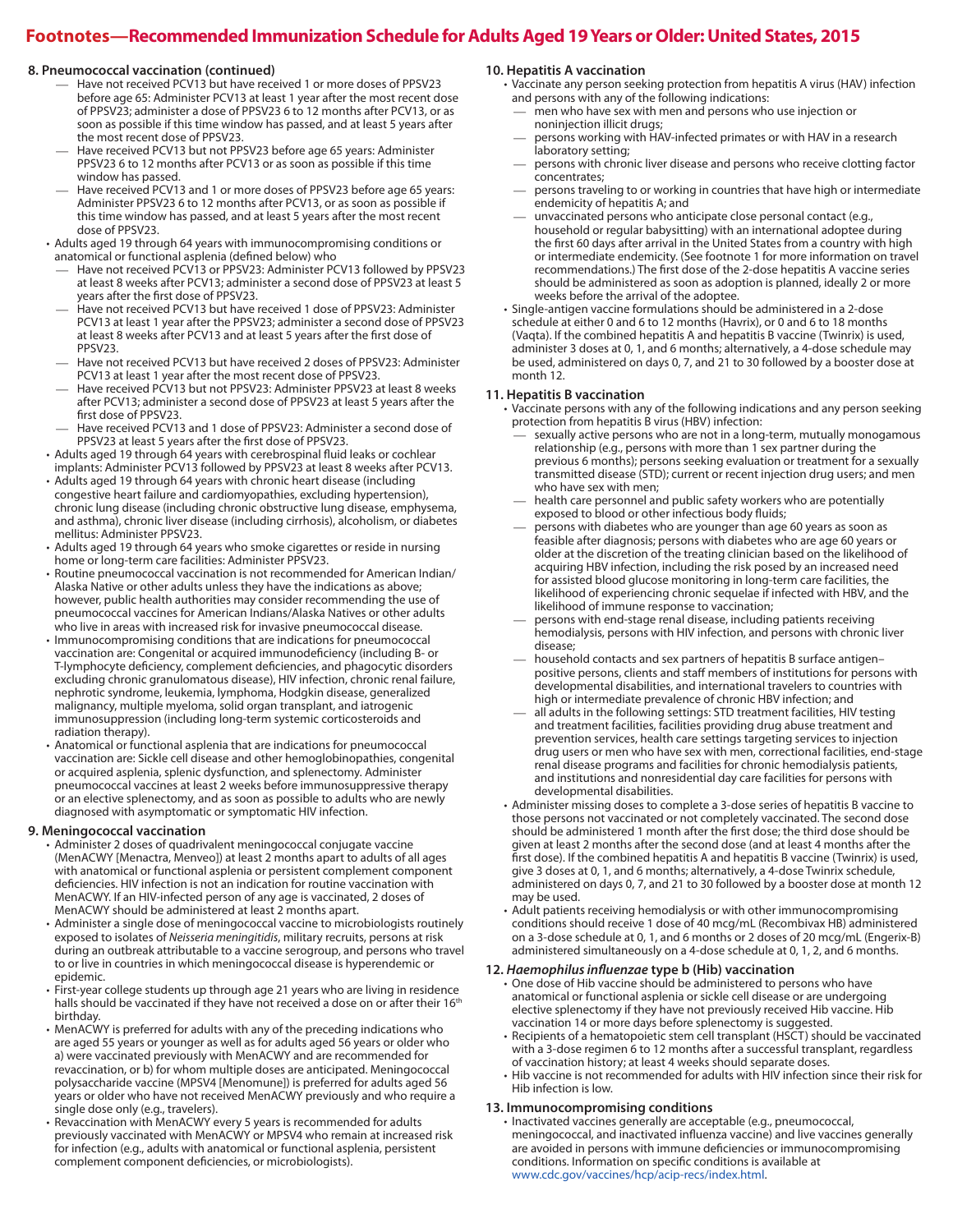# Footnotes—Recommended Immunization Schedule for Adults Aged 19 Years or Older: United States, 2015

## 8. Pneumococcal vaccination (continued)

- Have not received PCV13 but have received 1 or more doses of PPSV23 before age 65: Administer PCV13 at least 1 year after the most recent dose of PPSV23; administer a dose of PPSV23 6 to 12 months after PCV13, or as soon as possible if this time window has passed, and at least 5 years after the most recent dose of PPSV23.
- Have received PCV13 but not PPSV23 before age 65 years: Administer PPSV23 6 to 12 months after PCV13 or as soon as possible if this time window has passed.
- Have received PCV13 and 1 or more doses of PPSV23 before age 65 years: Administer PPSV23 6 to 12 months after PCV13, or as soon as possible if this time window has passed, and at least 5 years after the most recent dose of PPSV23.

- Adults aged 19 through 64 years with immunocompromising conditions or anatomical or functional asplenia (defined below) who
  - Have not received PCV13 or PPSV23: Administer PCV13 followed by PPSV23 at least 8 weeks after PCV13; administer a second dose of PPSV23 at least 5 years after the first dose of PPSV23.
  - Have not received PCV13 but have received 1 dose of PPSV23: Administer PCV13 at least 1 year after the PPSV23; administer a second dose of PPSV23 at least 8 weeks after PCV13 and at least 5 years after the first dose of PPSV23.
  - Have not received PCV13 but have received 2 doses of PPSV23: Administer PCV13 at least 1 year after the most recent dose of PPSV23.
  - Have received PCV13 but not PPSV23: Administer PPSV23 at least 8 weeks after PCV13; administer a second dose of PPSV23 at least 5 years after the first dose of PPSV23.
  - Have received PCV13 and 1 dose of PPSV23: Administer a second dose of PPSV23 at least 5 years after the first dose of PPSV23.
- Adults aged 19 through 64 years with cerebrospinal fluid leaks or cochlear implants: Administer PCV13 followed by PPSV23 at least 8 weeks after PCV13.
- Adults aged 19 through 64 years with chronic heart disease (including congestive heart failure and cardiomyopathies, excluding hypertension), chronic lung disease (including chronic obstructive lung disease, emphysema, and asthma), chronic liver disease (including cirrhosis), alcoholism, or diabetes mellitus: Administer PPSV23.
- Adults aged 19 through 64 years who smoke cigarettes or reside in nursing home or long-term care facilities: Administer PPSV23.
- Routine pneumococcal vaccination is not recommended for American Indian/Alaska Native or other adults unless they have the indications as above; however, public health authorities may consider recommending the use of pneumococcal vaccines for American Indians/Alaska Natives or other adults who live in areas with increased risk for invasive pneumococcal disease.
- Immunocompromising conditions that are indications for pneumococcal vaccination are: Congenital or acquired immunodeficiency (including B- or T-lymphocyte deficiency, complement deficiencies, and phagocytic disorders excluding chronic granulomatous disease), HIV infection, chronic renal failure, nephrotic syndrome, leukemia, lymphoma, Hodgkin disease, generalized malignancy, multiple myeloma, solid organ transplant, and iatrogenic immunosuppression (including long-term systemic corticosteroids and radiation therapy).
- Anatomical or functional asplenia that are indications for pneumococcal vaccination are: Sickle cell disease and other hemoglobinopathies, congenital or acquired asplenia, splenic dysfunction, and splenectomy. Administer pneumococcal vaccines at least 2 weeks before immunosuppressive therapy or an elective splenectomy, and as soon as possible to adults who are newly diagnosed with asymptomatic or symptomatic HIV infection.

## 9. Meningococcal vaccination

- Administer 2 doses of quadrivalent meningococcal conjugate vaccine (MenACWY [Menactra, Menveo]) at least 2 months apart to adults of all ages with anatomical or functional asplenia or persistent complement component deficiencies. HIV infection is not an indication for routine vaccination with MenACWY. If an HIV-infected person of any age is vaccinated, 2 doses of MenACWY should be administered at least 2 months apart.
- Administer a single dose of meningococcal vaccine to microbiologists routinely exposed to isolates of *Neisseria meningitidis*, military recruits, persons at risk during an outbreak attributable to a vaccine serogroup, and persons who travel to or live in countries in which meningococcal disease is hyperendemic or epidemic.
- First-year college students up through age 21 years who are living in residence halls should be vaccinated if they have not received a dose on or after their 16th birthday.
- MenACWY is preferred for adults with any of the preceding indications who are aged 55 years or younger as well as for adults aged 56 years or older who a) were vaccinated previously with MenACWY and are recommended for revaccination, or b) for whom multiple doses are anticipated. Meningococcal polysaccharide vaccine (MPSV4 [Menomune]) is preferred for adults aged 56 years or older who have not received MenACWY previously and who require a single dose only (e.g., travelers).
- Revaccination with MenACWY every 5 years is recommended for adults previously vaccinated with MenACWY or MPSV4 who remain at increased risk for infection (e.g., adults with anatomical or functional asplenia, persistent complement component deficiencies, or microbiologists).

## 10. Hepatitis A vaccination

- Vaccinate any person seeking protection from hepatitis A virus (HAV) infection and persons with any of the following indications:
  - men who have sex with men and persons who use injection or noninjection illicit drugs;
  - persons working with HAV-infected primates or with HAV in a research laboratory setting;
  - persons with chronic liver disease and persons who receive clotting factor concentrates;
  - persons traveling to or working in countries that have high or intermediate endemicity of hepatitis A; and
  - unvaccinated persons who anticipate close personal contact (e.g., household or regular babysitting) with an international adoptee during the first 60 days after arrival in the United States from a country with high or intermediate endemicity. (See footnote 1 for more information on travel recommendations.) The first dose of the 2-dose hepatitis A vaccine series should be administered as soon as adoption is planned, ideally 2 or more weeks before the arrival of the adoptee.
- Single-antigen vaccine formulations should be administered in a 2-dose schedule at either 0 and 6 to 12 months (Havrix), or 0 and 6 to 18 months (Vaqta). If the combined hepatitis A and hepatitis B vaccine (Twinrix) is used, administer 3 doses at 0, 1, and 6 months; alternatively, a 4-dose schedule may be used, administered on days 0, 7, and 21 to 30 followed by a booster dose at month 12.

## 11. Hepatitis B vaccination

- Vaccinate persons with any of the following indications and any person seeking protection from hepatitis B virus (HBV) infection:
  - sexually active persons who are not in a long-term, mutually monogamous relationship (e.g., persons with more than 1 sex partner during the previous 6 months); persons seeking evaluation or treatment for a sexually transmitted disease (STD); current or recent injection drug users; and men who have sex with men;
  - health care personnel and public safety workers who are potentially exposed to blood or other infectious body fluids;
  - persons with diabetes who are younger than age 60 years as soon as feasible after diagnosis; persons with diabetes who are age 60 years or older at the discretion of the treating clinician based on the likelihood of acquiring HBV infection, including the risk posed by an increased need for assisted blood glucose monitoring in long-term care facilities, the likelihood of experiencing chronic sequelae if infected with HBV, and the likelihood of immune response to vaccination;
  - persons with end-stage renal disease, including patients receiving hemodialysis, persons with HIV infection, and persons with chronic liver disease;
  - household contacts and sex partners of hepatitis B surface antigen–positive persons, clients and staff members of institutions for persons with developmental disabilities, and international travelers to countries with high or intermediate prevalence of chronic HBV infection; and
  - all adults in the following settings: STD treatment facilities, HIV testing and treatment facilities, facilities providing drug abuse treatment and prevention services, health care settings targeting services to injection drug users or men who have sex with men, correctional facilities, end-stage renal disease programs and facilities for chronic hemodialysis patients, and institutions and nonresidential day care facilities for persons with developmental disabilities.
- Administer missing doses to complete a 3-dose series of hepatitis B vaccine to those persons not vaccinated or not completely vaccinated. The second dose should be administered 1 month after the first dose; the third dose should be given at least 2 months after the second dose (and at least 4 months after the first dose). If the combined hepatitis A and hepatitis B vaccine (Twinrix) is used, give 3 doses at 0, 1, and 6 months; alternatively, a 4-dose Twinrix schedule, administered on days 0, 7, and 21 to 30 followed by a booster dose at month 12 may be used.
- Adult patients receiving hemodialysis or with other immunocompromising conditions should receive 1 dose of 40 mcg/mL (Recombivax HB) administered on a 3-dose schedule at 0, 1, and 6 months or 2 doses of 20 mcg/mL (Engerix-B) administered simultaneously on a 4-dose schedule at 0, 1, 2, and 6 months.

## 12. *Haemophilus influenzae* type b (Hib) vaccination

- One dose of Hib vaccine should be administered to persons who have anatomical or functional asplenia or sickle cell disease or are undergoing elective splenectomy if they have not previously received Hib vaccine. Hib vaccination 14 or more days before splenectomy is suggested.
- Recipients of a hematopoietic stem cell transplant (HSCT) should be vaccinated with a 3-dose regimen 6 to 12 months after a successful transplant, regardless of vaccination history; at least 4 weeks should separate doses.
- Hib vaccine is not recommended for adults with HIV infection since their risk for Hib infection is low.

## 13. Immunocompromising conditions

- Inactivated vaccines generally are acceptable (e.g., pneumococcal, meningococcal, and inactivated influenza vaccine) and live vaccines generally are avoided in persons with immune deficiencies or immunocompromising conditions. Information on specific conditions is available at www.cdc.gov/vaccines/hcp/acip-recs/index.html.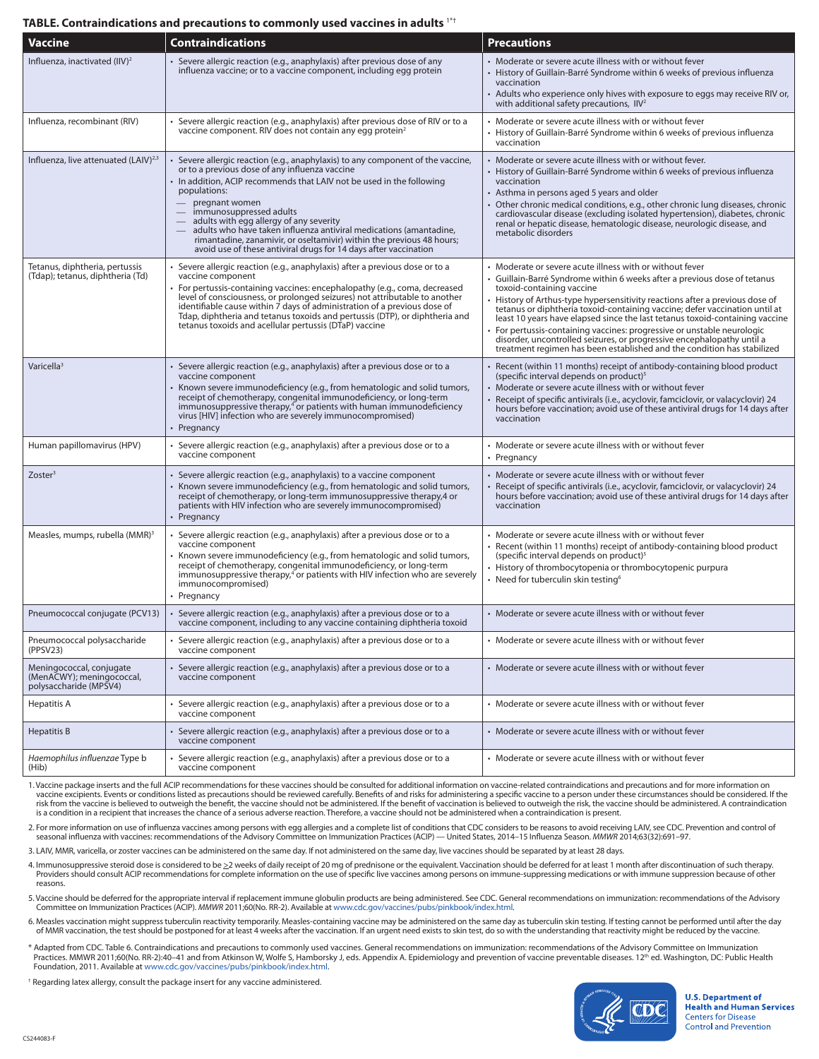## TABLE. Contraindications and precautions to commonly used vaccines in adults [1*†]

| Vaccine | Contraindications | Precautions |
|---|---|---|
| Influenza, inactivated (IIV)[2] | • Severe allergic reaction (e.g., anaphylaxis) after previous dose of any influenza vaccine; or to a vaccine component, including egg protein | • Moderate or severe acute illness with or without fever<br>• History of Guillain-Barré Syndrome within 6 weeks of previous influenza vaccination<br>• Adults who experience only hives with exposure to eggs may receive RIV or, with additional safety precautions, IIV[2] |
| Influenza, recombinant (RIV) | • Severe allergic reaction (e.g., anaphylaxis) after previous dose of RIV or to a vaccine component. RIV does not contain any egg protein[2] | • Moderate or severe acute illness with or without fever<br>• History of Guillain-Barré Syndrome within 6 weeks of previous influenza vaccination |
| Influenza, live attenuated (LAIV)[2,3] | • Severe allergic reaction (e.g., anaphylaxis) to any component of the vaccine, or to a previous dose of any influenza vaccine<br>• In addition, ACIP recommends that LAIV not be used in the following populations:<br>— pregnant women<br>— immunosuppressed adults<br>— adults with egg allergy of any severity<br>— adults who have taken influenza antiviral medications (amantadine, rimantadine, zanamivir, or oseltamivir) within the previous 48 hours; avoid use of these antiviral drugs for 14 days after vaccination | • Moderate or severe acute illness with or without fever.<br>• History of Guillain-Barré Syndrome within 6 weeks of previous influenza vaccination<br>• Asthma in persons aged 5 years and older<br>• Other chronic medical conditions, e.g., other chronic lung diseases, chronic cardiovascular disease (excluding isolated hypertension), diabetes, chronic renal or hepatic disease, hematologic disease, neurologic disease, and metabolic disorders |
| Tetanus, diphtheria, pertussis (Tdap); tetanus, diphtheria (Td) | • Severe allergic reaction (e.g., anaphylaxis) after a previous dose or to a vaccine component<br>• For pertussis-containing vaccines: encephalopathy (e.g., coma, decreased level of consciousness, or prolonged seizures) not attributable to another identifiable cause within 7 days of administration of a previous dose of Tdap, diphtheria and tetanus toxoids and pertussis (DTP), or diphtheria and tetanus toxoids and acellular pertussis (DTaP) vaccine | • Moderate or severe acute illness with or without fever<br>• Guillain-Barré Syndrome within 6 weeks after a previous dose of tetanus toxoid-containing vaccine<br>• History of Arthus-type hypersensitivity reactions after a previous dose of tetanus or diphtheria toxoid-containing vaccine; defer vaccination until at least 10 years have elapsed since the last tetanus toxoid-containing vaccine<br>• For pertussis-containing vaccines: progressive or unstable neurologic disorder, uncontrolled seizures, or progressive encephalopathy until a treatment regimen has been established and the condition has stabilized |
| Varicella[3] | • Severe allergic reaction (e.g., anaphylaxis) after a previous dose or to a vaccine component<br>• Known severe immunodeficiency (e.g., from hematologic and solid tumors, receipt of chemotherapy, congenital immunodeficiency, or long-term immunosuppressive therapy,[4] or patients with human immunodeficiency virus [HIV] infection who are severely immunocompromised)<br>• Pregnancy | • Recent (within 11 months) receipt of antibody-containing blood product (specific interval depends on product)[5]<br>• Moderate or severe acute illness with or without fever<br>• Receipt of specific antivirals (i.e., acyclovir, famciclovir, or valacyclovir) 24 hours before vaccination; avoid use of these antiviral drugs for 14 days after vaccination |
| Human papillomavirus (HPV) | • Severe allergic reaction (e.g., anaphylaxis) after a previous dose or to a vaccine component | • Moderate or severe acute illness with or without fever<br>• Pregnancy |
| Zoster[3] | • Severe allergic reaction (e.g., anaphylaxis) to a vaccine component<br>• Known severe immunodeficiency (e.g., from hematologic and solid tumors, receipt of chemotherapy, or long-term immunosuppressive therapy,4 or patients with HIV infection who are severely immunocompromised)<br>• Pregnancy | • Moderate or severe acute illness with or without fever<br>• Receipt of specific antivirals (i.e., acyclovir, famciclovir, or valacyclovir) 24 hours before vaccination; avoid use of these antiviral drugs for 14 days after vaccination |
| Measles, mumps, rubella (MMR)[3] | • Severe allergic reaction (e.g., anaphylaxis) after a previous dose or to a vaccine component<br>• Known severe immunodeficiency (e.g., from hematologic and solid tumors, receipt of chemotherapy, congenital immunodeficiency, or long-term immunosuppressive therapy,[4] or patients with HIV infection who are severely immunocompromised)<br>• Pregnancy | • Moderate or severe acute illness with or without fever<br>• Recent (within 11 months) receipt of antibody-containing blood product (specific interval depends on product)[5]<br>• History of thrombocytopenia or thrombocytopenic purpura<br>• Need for tuberculin skin testing[6] |
| Pneumococcal conjugate (PCV13) | • Severe allergic reaction (e.g., anaphylaxis) after a previous dose or to a vaccine component, including to any vaccine containing diphtheria toxoid | • Moderate or severe acute illness with or without fever |
| Pneumococcal polysaccharide (PPSV23) | • Severe allergic reaction (e.g., anaphylaxis) after a previous dose or to a vaccine component | • Moderate or severe acute illness with or without fever |
| Meningococcal, conjugate (MenACWY); meningococcal, polysaccharide (MPSV4) | • Severe allergic reaction (e.g., anaphylaxis) after a previous dose or to a vaccine component | • Moderate or severe acute illness with or without fever |
| Hepatitis A | • Severe allergic reaction (e.g., anaphylaxis) after a previous dose or to a vaccine component | • Moderate or severe acute illness with or without fever |
| Hepatitis B | • Severe allergic reaction (e.g., anaphylaxis) after a previous dose or to a vaccine component | • Moderate or severe acute illness with or without fever |
| *Haemophilus influenzae* Type b (Hib) | • Severe allergic reaction (e.g., anaphylaxis) after a previous dose or to a vaccine component | • Moderate or severe acute illness with or without fever |

1. Vaccine package inserts and the full ACIP recommendations for these vaccines should be consulted for additional information on vaccine-related contraindications and precautions and for more information on vaccine excipients. Events or conditions listed as precautions should be reviewed carefully. Benefits of and risks for administering a specific vaccine to a person under these circumstances should be considered. If the risk from the vaccine is believed to outweigh the benefit, the vaccine should not be administered. If the benefit of vaccination is believed to outweigh the risk, the vaccine should be administered. A contraindication is a condition in a recipient that increases the chance of a serious adverse reaction. Therefore, a vaccine should not be administered when a contraindication is present.

2. For more information on use of influenza vaccines among persons with egg allergies and a complete list of conditions that CDC considers to be reasons to avoid receiving LAIV, see CDC. Prevention and control of seasonal influenza with vaccines: recommendations of the Advisory Committee on Immunization Practices (ACIP) — United States, 2014–15 Influenza Season. *MMWR* 2014;63(32):691–97.

3. LAIV, MMR, varicella, or zoster vaccines can be administered on the same day. If not administered on the same day, live vaccines should be separated by at least 28 days.

4. Immunosuppressive steroid dose is considered to be ≥2 weeks of daily receipt of 20 mg of prednisone or the equivalent. Vaccination should be deferred for at least 1 month after discontinuation of such therapy. Providers should consult ACIP recommendations for complete information on the use of specific live vaccines among persons on immune-suppressing medications or with immune suppression because of other reasons.

5. Vaccine should be deferred for the appropriate interval if replacement immune globulin products are being administered. See CDC. General recommendations on immunization: recommendations of the Advisory Committee on Immunization Practices (ACIP). *MMWR* 2011;60(No. RR-2). Available at www.cdc.gov/vaccines/pubs/pinkbook/index.html.

6. Measles vaccination might suppress tuberculin reactivity temporarily. Measles-containing vaccine may be administered on the same day as tuberculin skin testing. If testing cannot be performed until after the day of MMR vaccination, the test should be postponed for at least 4 weeks after the vaccination. If an urgent need exists to skin test, do so with the understanding that reactivity might be reduced by the vaccine.

\* Adapted from CDC. Table 6. Contraindications and precautions to commonly used vaccines. General recommendations on immunization: recommendations of the Advisory Committee on Immunization Practices. MMWR 2011;60(No. RR-2):40–41 and from Atkinson W, Wolfe S, Hamborsky J, eds. Appendix A. Epidemiology and prevention of vaccine preventable diseases. 12th ed. Washington, DC: Public Health Foundation, 2011. Available at www.cdc.gov/vaccines/pubs/pinkbook/index.html.

† Regarding latex allergy, consult the package insert for any vaccine administered.

CS244083-F

**U.S. Department of Health and Human Services**
Centers for Disease Control and Prevention